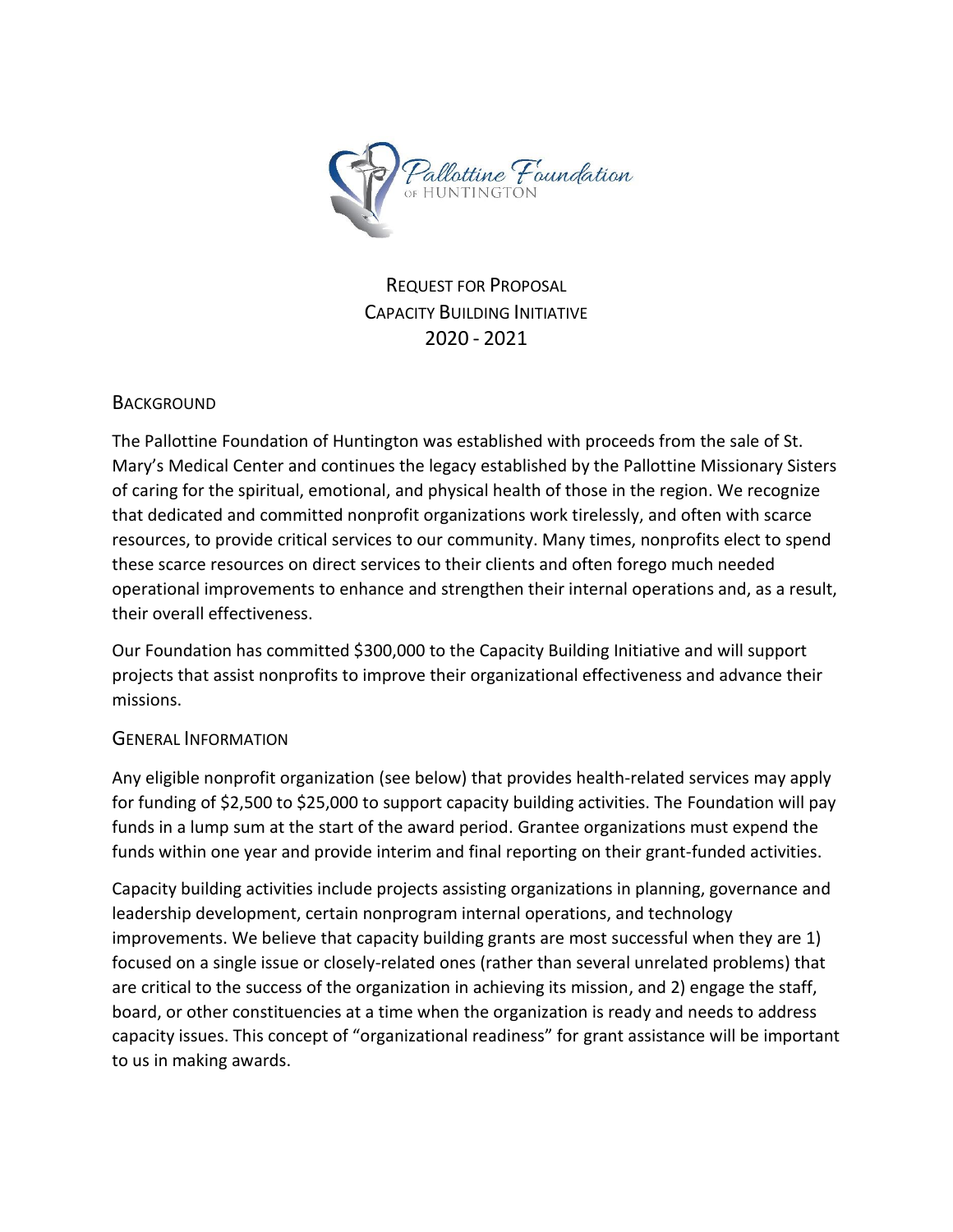Pallottine Foundation of Huntington

# REQUEST FOR PROPOSAL
# CAPACITY BUILDING INITIATIVE
# 2020 - 2021

## BACKGROUND

The Pallottine Foundation of Huntington was established with proceeds from the sale of St. Mary's Medical Center and continues the legacy established by the Pallottine Missionary Sisters of caring for the spiritual, emotional, and physical health of those in the region. We recognize that dedicated and committed nonprofit organizations work tirelessly, and often with scarce resources, to provide critical services to our community. Many times, nonprofits elect to spend these scarce resources on direct services to their clients and often forego much needed operational improvements to enhance and strengthen their internal operations and, as a result, their overall effectiveness.

Our Foundation has committed $300,000 to the Capacity Building Initiative and will support projects that assist nonprofits to improve their organizational effectiveness and advance their missions.

## GENERAL INFORMATION

Any eligible nonprofit organization (see below) that provides health-related services may apply for funding of $2,500 to $25,000 to support capacity building activities. The Foundation will pay funds in a lump sum at the start of the award period. Grantee organizations must expend the funds within one year and provide interim and final reporting on their grant-funded activities.

Capacity building activities include projects assisting organizations in planning, governance and leadership development, certain nonprogram internal operations, and technology improvements. We believe that capacity building grants are most successful when they are 1) focused on a single issue or closely-related ones (rather than several unrelated problems) that are critical to the success of the organization in achieving its mission, and 2) engage the staff, board, or other constituencies at a time when the organization is ready and needs to address capacity issues. This concept of "organizational readiness" for grant assistance will be important to us in making awards.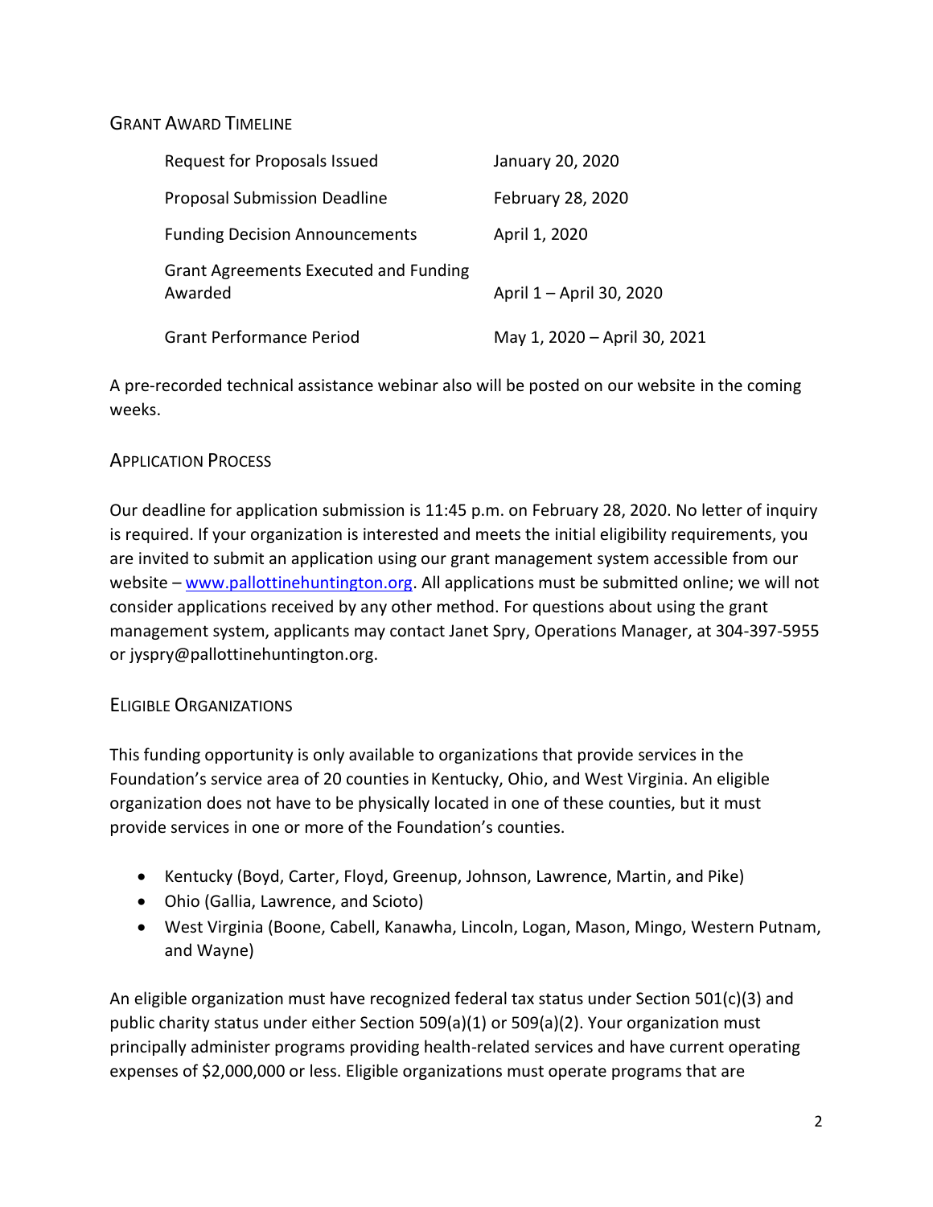## Grant Award Timeline

| | |
|---|---|
| Request for Proposals Issued | January 20, 2020 |
| Proposal Submission Deadline | February 28, 2020 |
| Funding Decision Announcements | April 1, 2020 |
| Grant Agreements Executed and Funding Awarded | April 1 – April 30, 2020 |
| Grant Performance Period | May 1, 2020 – April 30, 2021 |

A pre-recorded technical assistance webinar also will be posted on our website in the coming weeks.

## Application Process

Our deadline for application submission is 11:45 p.m. on February 28, 2020. No letter of inquiry is required. If your organization is interested and meets the initial eligibility requirements, you are invited to submit an application using our grant management system accessible from our website – [www.pallottinehuntington.org](www.pallottinehuntington.org). All applications must be submitted online; we will not consider applications received by any other method. For questions about using the grant management system, applicants may contact Janet Spry, Operations Manager, at 304-397-5955 or jyspry@pallottinehuntington.org.

## Eligible Organizations

This funding opportunity is only available to organizations that provide services in the Foundation's service area of 20 counties in Kentucky, Ohio, and West Virginia. An eligible organization does not have to be physically located in one of these counties, but it must provide services in one or more of the Foundation's counties.

- Kentucky (Boyd, Carter, Floyd, Greenup, Johnson, Lawrence, Martin, and Pike)
- Ohio (Gallia, Lawrence, and Scioto)
- West Virginia (Boone, Cabell, Kanawha, Lincoln, Logan, Mason, Mingo, Western Putnam, and Wayne)

An eligible organization must have recognized federal tax status under Section 501(c)(3) and public charity status under either Section 509(a)(1) or 509(a)(2). Your organization must principally administer programs providing health-related services and have current operating expenses of $2,000,000 or less. Eligible organizations must operate programs that are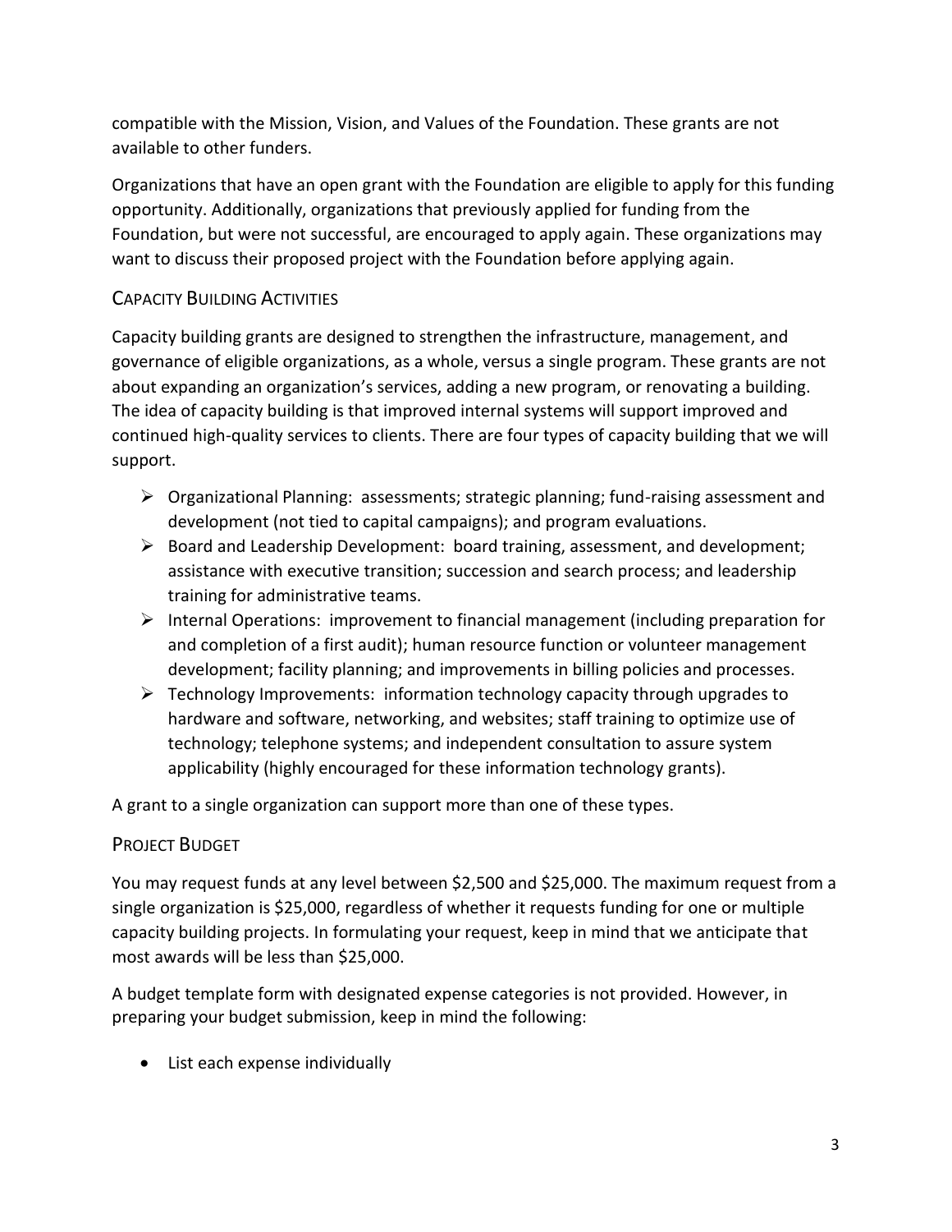compatible with the Mission, Vision, and Values of the Foundation. These grants are not available to other funders.

Organizations that have an open grant with the Foundation are eligible to apply for this funding opportunity. Additionally, organizations that previously applied for funding from the Foundation, but were not successful, are encouraged to apply again. These organizations may want to discuss their proposed project with the Foundation before applying again.

## Capacity Building Activities

Capacity building grants are designed to strengthen the infrastructure, management, and governance of eligible organizations, as a whole, versus a single program. These grants are not about expanding an organization's services, adding a new program, or renovating a building. The idea of capacity building is that improved internal systems will support improved and continued high-quality services to clients. There are four types of capacity building that we will support.

- Organizational Planning: assessments; strategic planning; fund-raising assessment and development (not tied to capital campaigns); and program evaluations.
- Board and Leadership Development: board training, assessment, and development; assistance with executive transition; succession and search process; and leadership training for administrative teams.
- Internal Operations: improvement to financial management (including preparation for and completion of a first audit); human resource function or volunteer management development; facility planning; and improvements in billing policies and processes.
- Technology Improvements: information technology capacity through upgrades to hardware and software, networking, and websites; staff training to optimize use of technology; telephone systems; and independent consultation to assure system applicability (highly encouraged for these information technology grants).

A grant to a single organization can support more than one of these types.

## Project Budget

You may request funds at any level between $2,500 and $25,000. The maximum request from a single organization is $25,000, regardless of whether it requests funding for one or multiple capacity building projects. In formulating your request, keep in mind that we anticipate that most awards will be less than $25,000.

A budget template form with designated expense categories is not provided. However, in preparing your budget submission, keep in mind the following:

- List each expense individually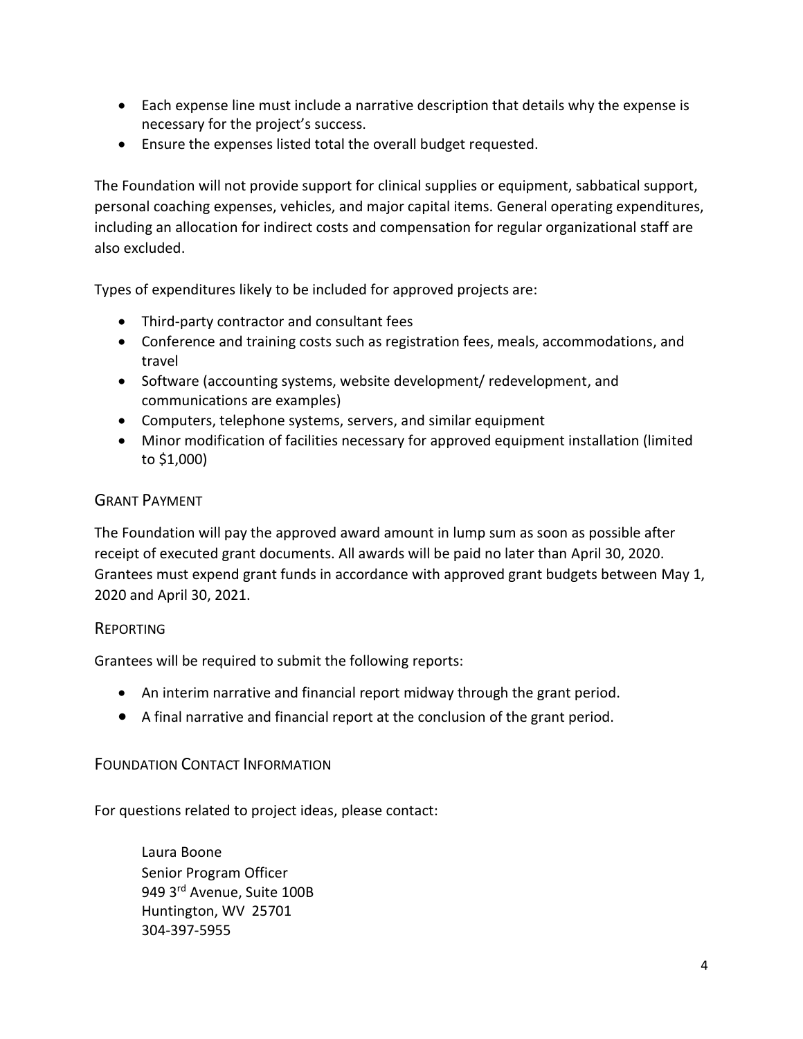- Each expense line must include a narrative description that details why the expense is necessary for the project's success.
- Ensure the expenses listed total the overall budget requested.

The Foundation will not provide support for clinical supplies or equipment, sabbatical support, personal coaching expenses, vehicles, and major capital items. General operating expenditures, including an allocation for indirect costs and compensation for regular organizational staff are also excluded.

Types of expenditures likely to be included for approved projects are:

- Third-party contractor and consultant fees
- Conference and training costs such as registration fees, meals, accommodations, and travel
- Software (accounting systems, website development/ redevelopment, and communications are examples)
- Computers, telephone systems, servers, and similar equipment
- Minor modification of facilities necessary for approved equipment installation (limited to $1,000)

## Grant Payment

The Foundation will pay the approved award amount in lump sum as soon as possible after receipt of executed grant documents. All awards will be paid no later than April 30, 2020. Grantees must expend grant funds in accordance with approved grant budgets between May 1, 2020 and April 30, 2021.

## Reporting

Grantees will be required to submit the following reports:

- An interim narrative and financial report midway through the grant period.
- A final narrative and financial report at the conclusion of the grant period.

## Foundation Contact Information

For questions related to project ideas, please contact:

Laura Boone
Senior Program Officer
949 3rd Avenue, Suite 100B
Huntington, WV 25701
304-397-5955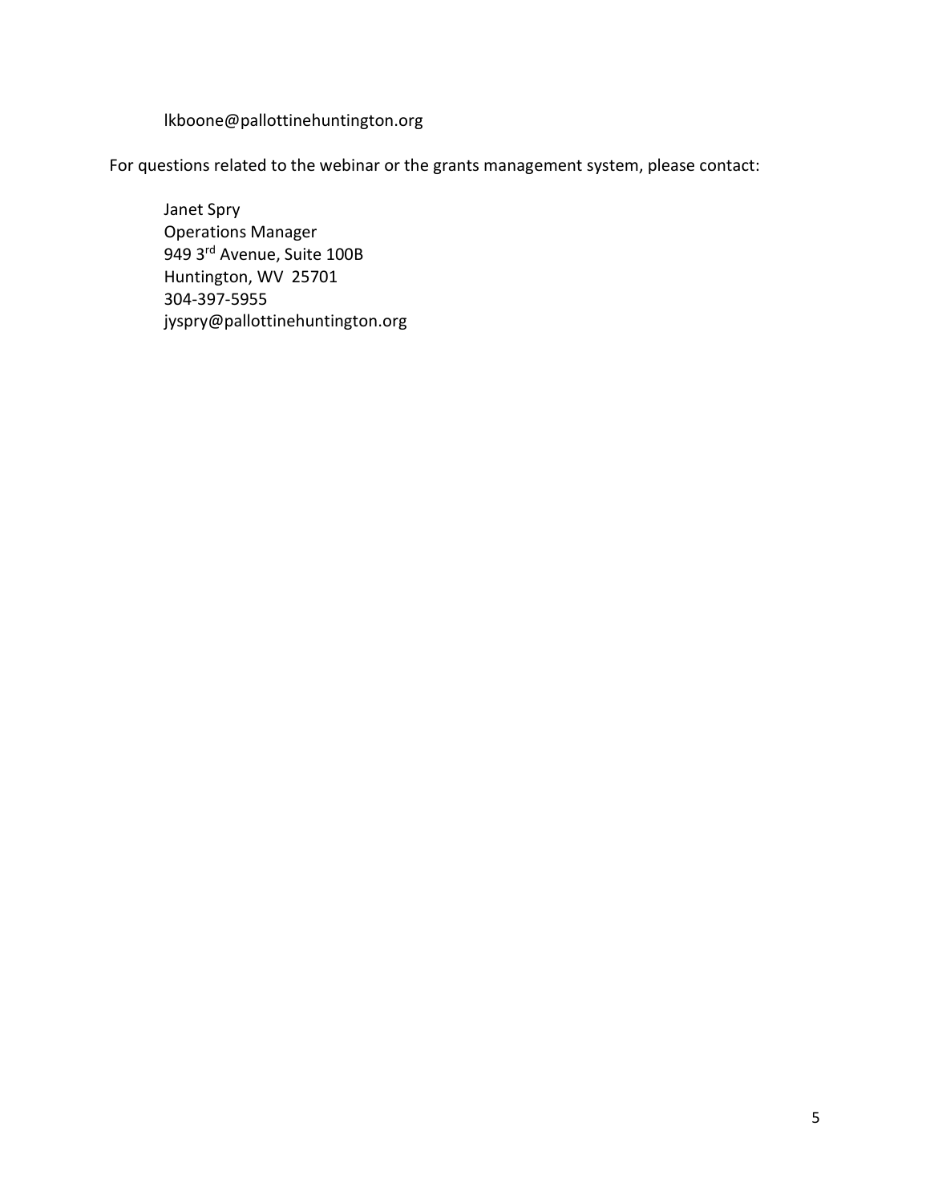lkboone@pallottinehuntington.org

For questions related to the webinar or the grants management system, please contact:

Janet Spry
Operations Manager
949 3rd Avenue, Suite 100B
Huntington, WV 25701
304-397-5955
jyspry@pallottinehuntington.org